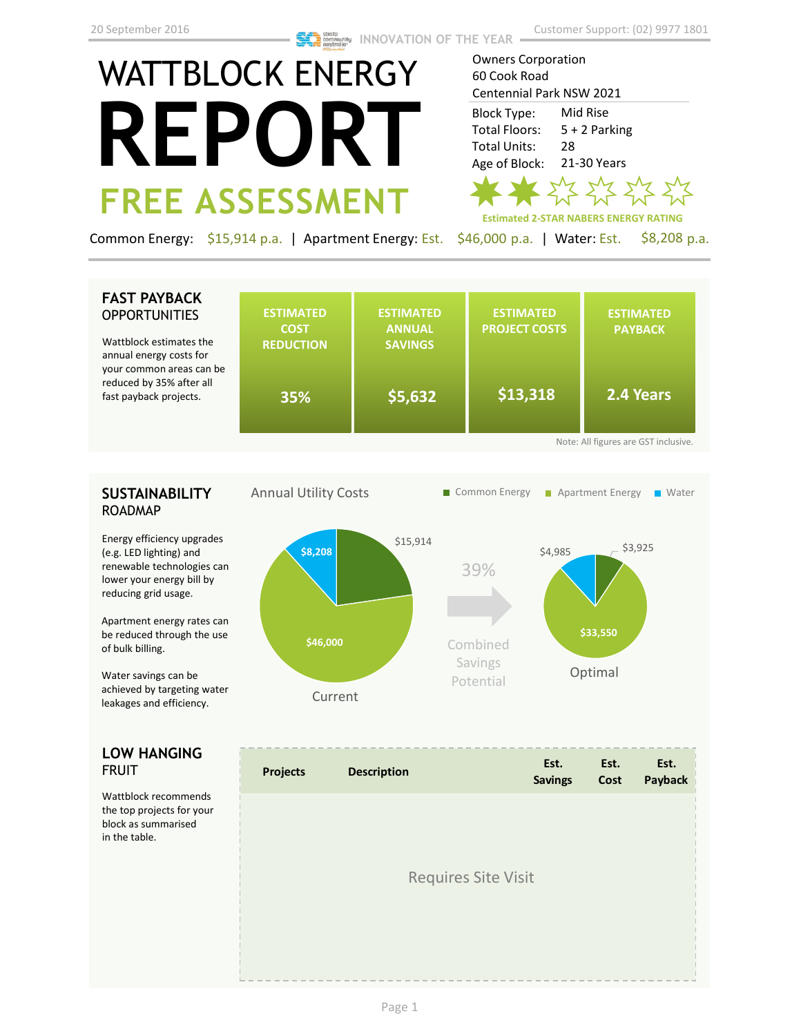20 September 2016

INNOVATION OF THE YEAR

Customer Support: (02) 9977 1801

# WATTBLOCK ENERGY REPORT

## FREE ASSESSMENT

Owners Corporation
60 Cook Road
Centennial Park NSW 2021

| | |
|---|---|
| Block Type: | Mid Rise |
| Total Floors: | 5 + 2 Parking |
| Total Units: | 28 |
| Age of Block: | 21-30 Years |

**Estimated 2-STAR NABERS ENERGY RATING**

Common Energy: $15,914 p.a. | Apartment Energy: Est. $46,000 p.a. | Water: Est. $8,208 p.a.

## FAST PAYBACK OPPORTUNITIES

Wattblock estimates the annual energy costs for your common areas can be reduced by 35% after all fast payback projects.

| ESTIMATED COST REDUCTION | ESTIMATED ANNUAL SAVINGS | ESTIMATED PROJECT COSTS | ESTIMATED PAYBACK |
|---|---|---|---|
| 35% | $5,632 | $13,318 | 2.4 Years |

Note: All figures are GST inclusive.

## SUSTAINABILITY ROADMAP

Energy efficiency upgrades (e.g. LED lighting) and renewable technologies can lower your energy bill by reducing grid usage.

Apartment energy rates can be reduced through the use of bulk billing.

Water savings can be achieved by targeting water leakages and efficiency.

**Annual Utility Costs**

Legend: Common Energy, Apartment Energy, Water

| | Common Energy | Apartment Energy | Water |
|---|---|---|---|
| Current | $15,914 | $46,000 | $8,208 |
| Optimal | $3,925 | $33,550 | $4,985 |

39% Combined Savings Potential

## LOW HANGING FRUIT

Wattblock recommends the top projects for your block as summarised in the table.

| Projects | Description | Est. Savings | Est. Cost | Est. Payback |
|---|---|---|---|---|
| Requires Site Visit | | | | |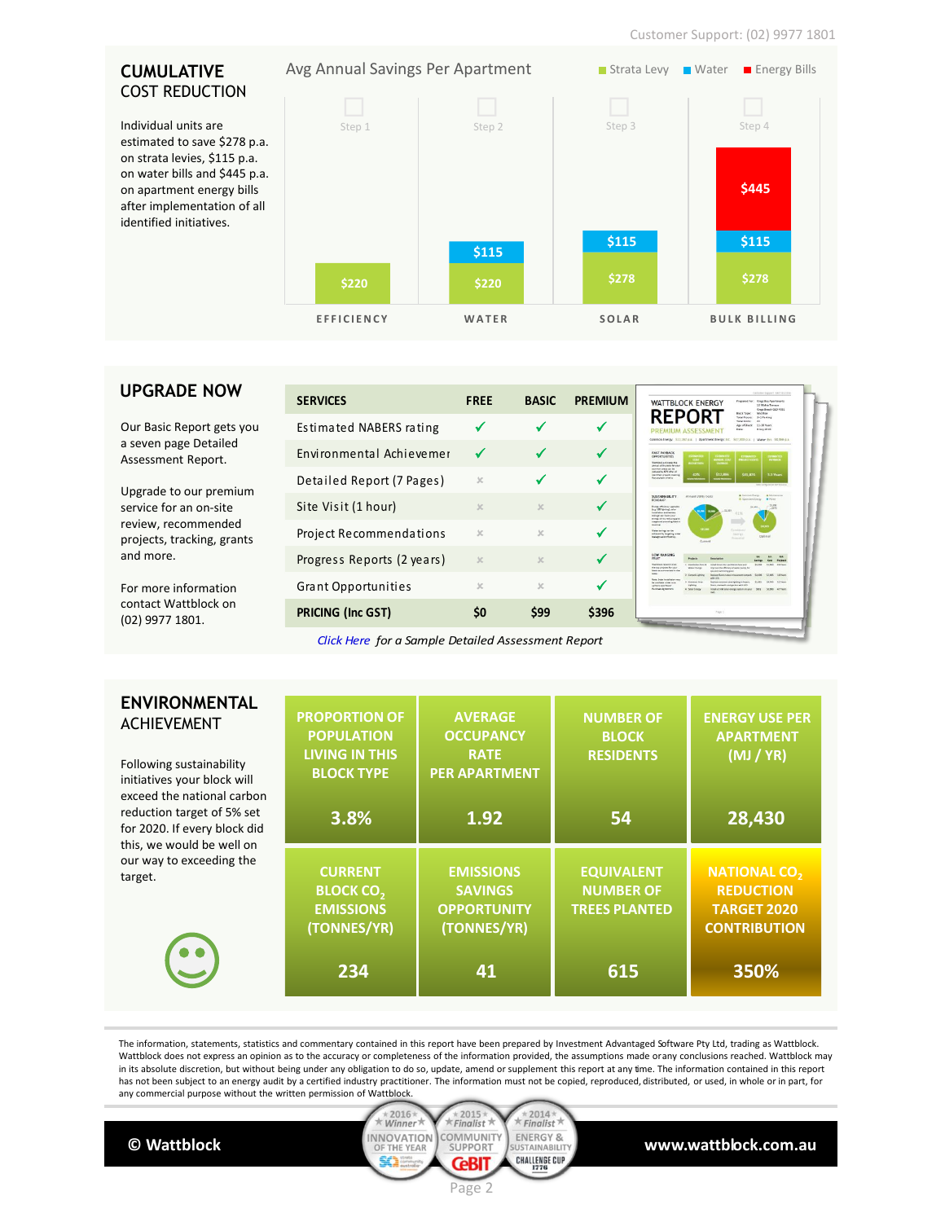Customer Support: (02) 9977 1801

## CUMULATIVE COST REDUCTION

Individual units are estimated to save $278 p.a. on strata levies, $115 p.a. on water bills and $445 p.a. on apartment energy bills after implementation of all identified initiatives.

Avg Annual Savings Per Apartment

Strata Levy
Water
Energy Bills

Step 1
Step 2
Step 3
Step 4

$220
$115
$220
$115
$278
$445
$115
$278

EFFICIENCY
WATER
SOLAR
BULK BILLING

## UPGRADE NOW

Our Basic Report gets you a seven page Detailed Assessment Report.

Upgrade to our premium service for an on-site review, recommended projects, tracking, grants and more.

For more information contact Wattblock on (02) 9977 1801.

| SERVICES | FREE | BASIC | PREMIUM |
|---|---|---|---|
| Estimated NABERS rating | ✓ | ✓ | ✓ |
| Environmental Achievemer | ✓ | ✓ | ✓ |
| Detailed Report (7 Pages) | × | ✓ | ✓ |
| Site Visit (1 hour) | × | × | ✓ |
| Project Recommendations | × | × | ✓ |
| Progress Reports (2 years) | × | × | ✓ |
| Grant Opportunities | × | × | ✓ |
| PRICING (Inc GST) | $0 | $99 | $396 |

*Click Here for a Sample Detailed Assessment Report*

## ENVIRONMENTAL ACHIEVEMENT

Following sustainability initiatives your block will exceed the national carbon reduction target of 5% set for 2020. If every block did this, we would be well on our way to exceeding the target.

| | | | |
|---|---|---|---|
| PROPORTION OF POPULATION LIVING IN THIS BLOCK TYPE | AVERAGE OCCUPANCY RATE PER APARTMENT | NUMBER OF BLOCK RESIDENTS | ENERGY USE PER APARTMENT (MJ / YR) |
| 3.8% | 1.92 | 54 | 28,430 |
| CURRENT BLOCK $CO_2$ EMISSIONS (TONNES/YR) | EMISSIONS SAVINGS OPPORTUNITY (TONNES/YR) | EQUIVALENT NUMBER OF TREES PLANTED | NATIONAL $CO_2$ REDUCTION TARGET 2020 CONTRIBUTION |
| 234 | 41 | 615 | 350% |

The information, statements, statistics and commentary contained in this report have been prepared by Investment Advantaged Software Pty Ltd, trading as Wattblock. Wattblock does not express an opinion as to the accuracy or completeness of the information provided, the assumptions made orany conclusions reached. Wattblock may in its absolute discretion, but without being under any obligation to do so, update, amend or supplement this report at any time. The information contained in this report has not been subject to an energy audit by a certified industry practitioner. The information must not be copied, reproduced, distributed, or used, in whole or in part, for any commercial purpose without the written permission of Wattblock.

© Wattblock

2016 Winner INNOVATION OF THE YEAR
2015 Finalist COMMUNITY SUPPORT CeBIT
2014 Finalist ENERGY & SUSTAINABILITY CHALLENGE CUP

www.wattblock.com.au